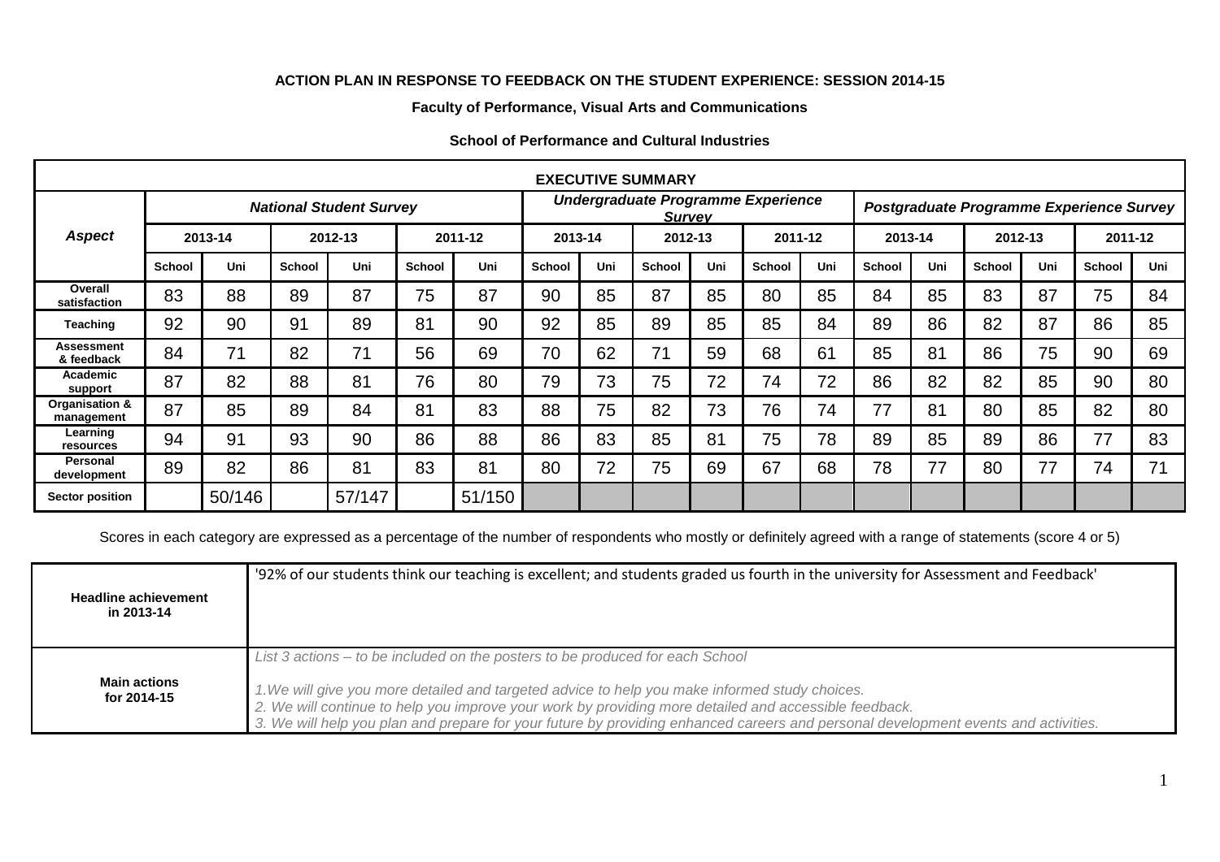**ACTION PLAN IN RESPONSE TO FEEDBACK ON THE STUDENT EXPERIENCE: SESSION 2014-15**

**Faculty of Performance, Visual Arts and Communications**

**School of Performance and Cultural Industries**

| **EXECUTIVE SUMMARY** | | | | | | | | | | | | | | | | | | |
|---|---|---|---|---|---|---|---|---|---|---|---|---|---|---|---|---|---|---|
| ***Aspect*** | ***National Student Survey*** | | | | | | ***Undergraduate Programme Experience Survey*** | | | | | | ***Postgraduate Programme Experience Survey*** | | | | | |
| | **2013-14** | | **2012-13** | | **2011-12** | | **2013-14** | | **2012-13** | | **2011-12** | | **2013-14** | | **2012-13** | | **2011-12** | |
| | **School** | **Uni** | **School** | **Uni** | **School** | **Uni** | **School** | **Uni** | **School** | **Uni** | **School** | **Uni** | **School** | **Uni** | **School** | **Uni** | **School** | **Uni** |
| **Overall satisfaction** | 83 | 88 | 89 | 87 | 75 | 87 | 90 | 85 | 87 | 85 | 80 | 85 | 84 | 85 | 83 | 87 | 75 | 84 |
| **Teaching** | 92 | 90 | 91 | 89 | 81 | 90 | 92 | 85 | 89 | 85 | 85 | 84 | 89 | 86 | 82 | 87 | 86 | 85 |
| **Assessment & feedback** | 84 | 71 | 82 | 71 | 56 | 69 | 70 | 62 | 71 | 59 | 68 | 61 | 85 | 81 | 86 | 75 | 90 | 69 |
| **Academic support** | 87 | 82 | 88 | 81 | 76 | 80 | 79 | 73 | 75 | 72 | 74 | 72 | 86 | 82 | 82 | 85 | 90 | 80 |
| **Organisation & management** | 87 | 85 | 89 | 84 | 81 | 83 | 88 | 75 | 82 | 73 | 76 | 74 | 77 | 81 | 80 | 85 | 82 | 80 |
| **Learning resources** | 94 | 91 | 93 | 90 | 86 | 88 | 86 | 83 | 85 | 81 | 75 | 78 | 89 | 85 | 89 | 86 | 77 | 83 |
| **Personal development** | 89 | 82 | 86 | 81 | 83 | 81 | 80 | 72 | 75 | 69 | 67 | 68 | 78 | 77 | 80 | 77 | 74 | 71 |
| **Sector position** | | 50/146 | | 57/147 | | 51/150 | | | | | | | | | | | | |

Scores in each category are expressed as a percentage of the number of respondents who mostly or definitely agreed with a range of statements (score 4 or 5)

| | |
|---|---|
| **Headline achievement in 2013-14** | '92% of our students think our teaching is excellent; and students graded us fourth in the university for Assessment and Feedback' |
| **Main actions for 2014-15** | *List 3 actions – to be included on the posters to be produced for each School*<br><br>*1.We will give you more detailed and targeted advice to help you make informed study choices.*<br>*2. We will continue to help you improve your work by providing more detailed and accessible feedback.*<br>*3. We will help you plan and prepare for your future by providing enhanced careers and personal development events and activities.* |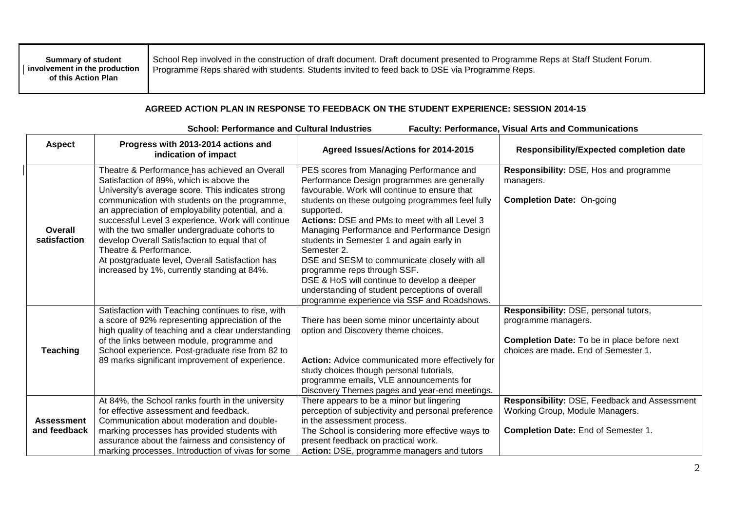| Summary of student involvement in the production of this Action Plan | School Rep involved in the construction of draft document. Draft document presented to Programme Reps at Staff Student Forum. Programme Reps shared with students. Students invited to feed back to DSE via Programme Reps. |
|---|---|

**AGREED ACTION PLAN IN RESPONSE TO FEEDBACK ON THE STUDENT EXPERIENCE: SESSION 2014-15**

**School: Performance and Cultural Industries** **Faculty: Performance, Visual Arts and Communications**

| Aspect | Progress with 2013-2014 actions and indication of impact | Agreed Issues/Actions for 2014-2015 | Responsibility/Expected completion date |
|---|---|---|---|
| **Overall satisfaction** | Theatre & Performance has achieved an Overall Satisfaction of 89%, which is above the University's average score. This indicates strong communication with students on the programme, an appreciation of employability potential, and a successful Level 3 experience. Work will continue with the two smaller undergraduate cohorts to develop Overall Satisfaction to equal that of Theatre & Performance.<br>At postgraduate level, Overall Satisfaction has increased by 1%, currently standing at 84%. | PES scores from Managing Performance and Performance Design programmes are generally favourable. Work will continue to ensure that students on these outgoing programmes feel fully supported.<br>**Actions:** DSE and PMs to meet with all Level 3 Managing Performance and Performance Design students in Semester 1 and again early in Semester 2.<br>DSE and SESM to communicate closely with all programme reps through SSF.<br>DSE & HoS will continue to develop a deeper understanding of student perceptions of overall programme experience via SSF and Roadshows. | **Responsibility:** DSE, Hos and programme managers.<br><br>**Completion Date:** On-going |
| **Teaching** | Satisfaction with Teaching continues to rise, with a score of 92% representing appreciation of the high quality of teaching and a clear understanding of the links between module, programme and School experience. Post-graduate rise from 82 to 89 marks significant improvement of experience. | There has been some minor uncertainty about option and Discovery theme choices.<br><br>**Action:** Advice communicated more effectively for study choices though personal tutorials, programme emails, VLE announcements for Discovery Themes pages and year-end meetings. | **Responsibility:** DSE, personal tutors, programme managers.<br><br>**Completion Date:** To be in place before next choices are made**.** End of Semester 1. |
| **Assessment and feedback** | At 84%, the School ranks fourth in the university for effective assessment and feedback.<br>Communication about moderation and double-marking processes has provided students with assurance about the fairness and consistency of marking processes. Introduction of vivas for some | There appears to be a minor but lingering perception of subjectivity and personal preference in the assessment process.<br>The School is considering more effective ways to present feedback on practical work.<br>**Action:** DSE, programme managers and tutors | **Responsibility:** DSE, Feedback and Assessment Working Group, Module Managers.<br><br>**Completion Date:** End of Semester 1. |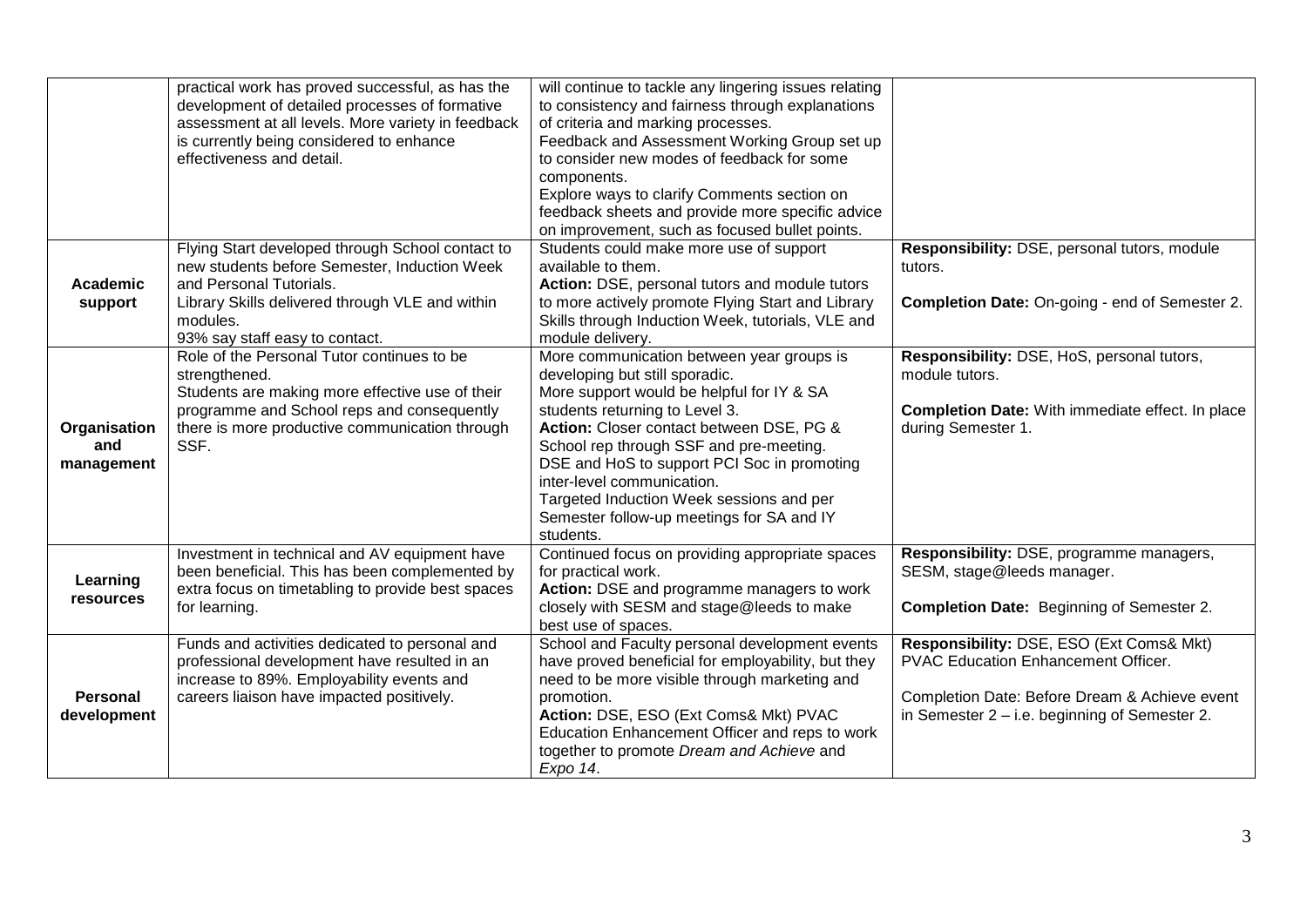| | | | |
|---|---|---|---|
| | practical work has proved successful, as has the development of detailed processes of formative assessment at all levels. More variety in feedback is currently being considered to enhance effectiveness and detail. | will continue to tackle any lingering issues relating to consistency and fairness through explanations of criteria and marking processes.<br>Feedback and Assessment Working Group set up to consider new modes of feedback for some components.<br>Explore ways to clarify Comments section on feedback sheets and provide more specific advice on improvement, such as focused bullet points. | |
| **Academic support** | Flying Start developed through School contact to new students before Semester, Induction Week and Personal Tutorials.<br>Library Skills delivered through VLE and within modules.<br>93% say staff easy to contact. | Students could make more use of support available to them.<br>**Action:** DSE, personal tutors and module tutors to more actively promote Flying Start and Library Skills through Induction Week, tutorials, VLE and module delivery. | **Responsibility:** DSE, personal tutors, module tutors.<br><br>**Completion Date:** On-going - end of Semester 2. |
| **Organisation and management** | Role of the Personal Tutor continues to be strengthened.<br>Students are making more effective use of their programme and School reps and consequently there is more productive communication through SSF. | More communication between year groups is developing but still sporadic.<br>More support would be helpful for IY & SA students returning to Level 3.<br>**Action:** Closer contact between DSE, PG & School rep through SSF and pre-meeting.<br>DSE and HoS to support PCI Soc in promoting inter-level communication.<br>Targeted Induction Week sessions and per Semester follow-up meetings for SA and IY students. | **Responsibility:** DSE, HoS, personal tutors, module tutors.<br><br>**Completion Date:** With immediate effect. In place during Semester 1. |
| **Learning resources** | Investment in technical and AV equipment have been beneficial. This has been complemented by extra focus on timetabling to provide best spaces for learning. | Continued focus on providing appropriate spaces for practical work.<br>**Action:** DSE and programme managers to work closely with SESM and stage@leeds to make best use of spaces. | **Responsibility:** DSE, programme managers, SESM, stage@leeds manager.<br><br>**Completion Date:** Beginning of Semester 2. |
| **Personal development** | Funds and activities dedicated to personal and professional development have resulted in an increase to 89%. Employability events and careers liaison have impacted positively. | School and Faculty personal development events have proved beneficial for employability, but they need to be more visible through marketing and promotion.<br>**Action:** DSE, ESO (Ext Coms& Mkt) PVAC Education Enhancement Officer and reps to work together to promote *Dream and Achieve* and *Expo 14*. | **Responsibility:** DSE, ESO (Ext Coms& Mkt) PVAC Education Enhancement Officer.<br><br>Completion Date: Before Dream & Achieve event in Semester 2 – i.e. beginning of Semester 2. |